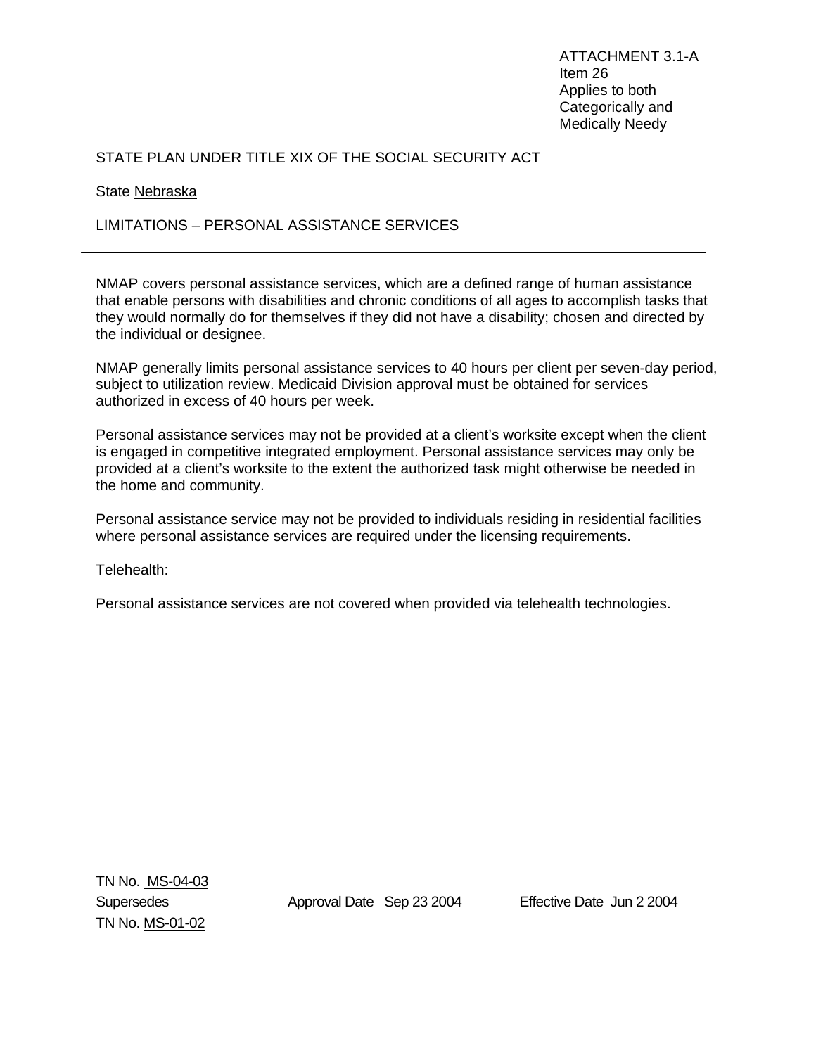ATTACHMENT 3.1-A
Item 26
Applies to both
Categorically and
Medically Needy

STATE PLAN UNDER TITLE XIX OF THE SOCIAL SECURITY ACT

State Nebraska

LIMITATIONS – PERSONAL ASSISTANCE SERVICES

---

NMAP covers personal assistance services, which are a defined range of human assistance that enable persons with disabilities and chronic conditions of all ages to accomplish tasks that they would normally do for themselves if they did not have a disability; chosen and directed by the individual or designee.

NMAP generally limits personal assistance services to 40 hours per client per seven-day period, subject to utilization review. Medicaid Division approval must be obtained for services authorized in excess of 40 hours per week.

Personal assistance services may not be provided at a client's worksite except when the client is engaged in competitive integrated employment. Personal assistance services may only be provided at a client's worksite to the extent the authorized task might otherwise be needed in the home and community.

Personal assistance service may not be provided to individuals residing in residential facilities where personal assistance services are required under the licensing requirements.

Telehealth:

Personal assistance services are not covered when provided via telehealth technologies.

---

TN No. MS-04-03
Supersedes
TN No. MS-01-02

Approval Date Sep 23 2004

Effective Date Jun 2 2004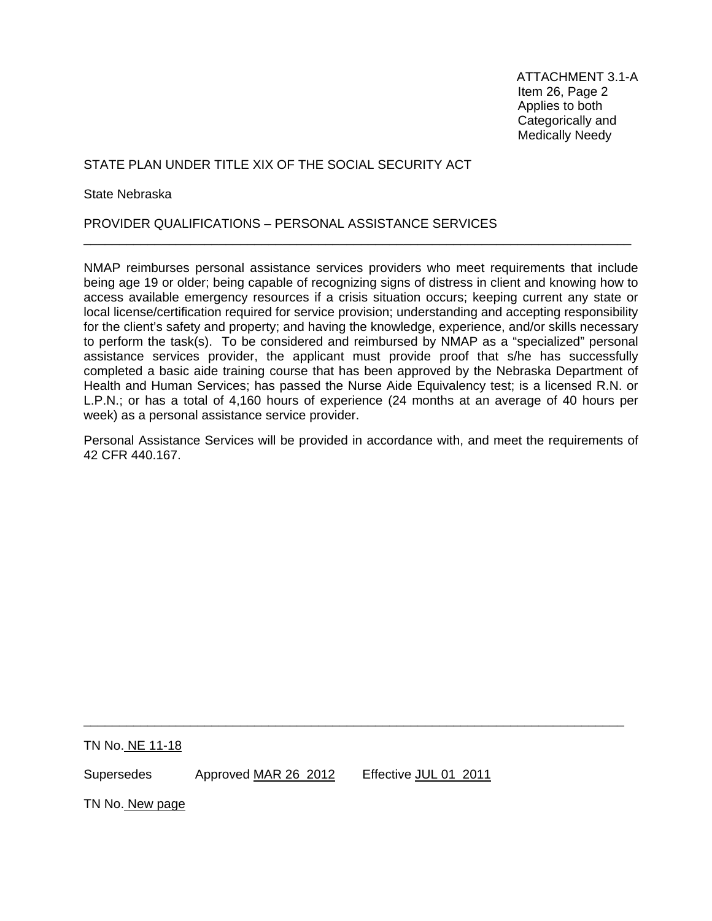ATTACHMENT 3.1-A
Item 26, Page 2
Applies to both
Categorically and
Medically Needy

STATE PLAN UNDER TITLE XIX OF THE SOCIAL SECURITY ACT

State Nebraska

PROVIDER QUALIFICATIONS – PERSONAL ASSISTANCE SERVICES

---

NMAP reimburses personal assistance services providers who meet requirements that include being age 19 or older; being capable of recognizing signs of distress in client and knowing how to access available emergency resources if a crisis situation occurs; keeping current any state or local license/certification required for service provision; understanding and accepting responsibility for the client's safety and property; and having the knowledge, experience, and/or skills necessary to perform the task(s). To be considered and reimbursed by NMAP as a "specialized" personal assistance services provider, the applicant must provide proof that s/he has successfully completed a basic aide training course that has been approved by the Nebraska Department of Health and Human Services; has passed the Nurse Aide Equivalency test; is a licensed R.N. or L.P.N.; or has a total of 4,160 hours of experience (24 months at an average of 40 hours per week) as a personal assistance service provider.

Personal Assistance Services will be provided in accordance with, and meet the requirements of 42 CFR 440.167.

---

TN No. NE 11-18

Supersedes Approved MAR 26 2012 Effective JUL 01 2011

TN No. New page